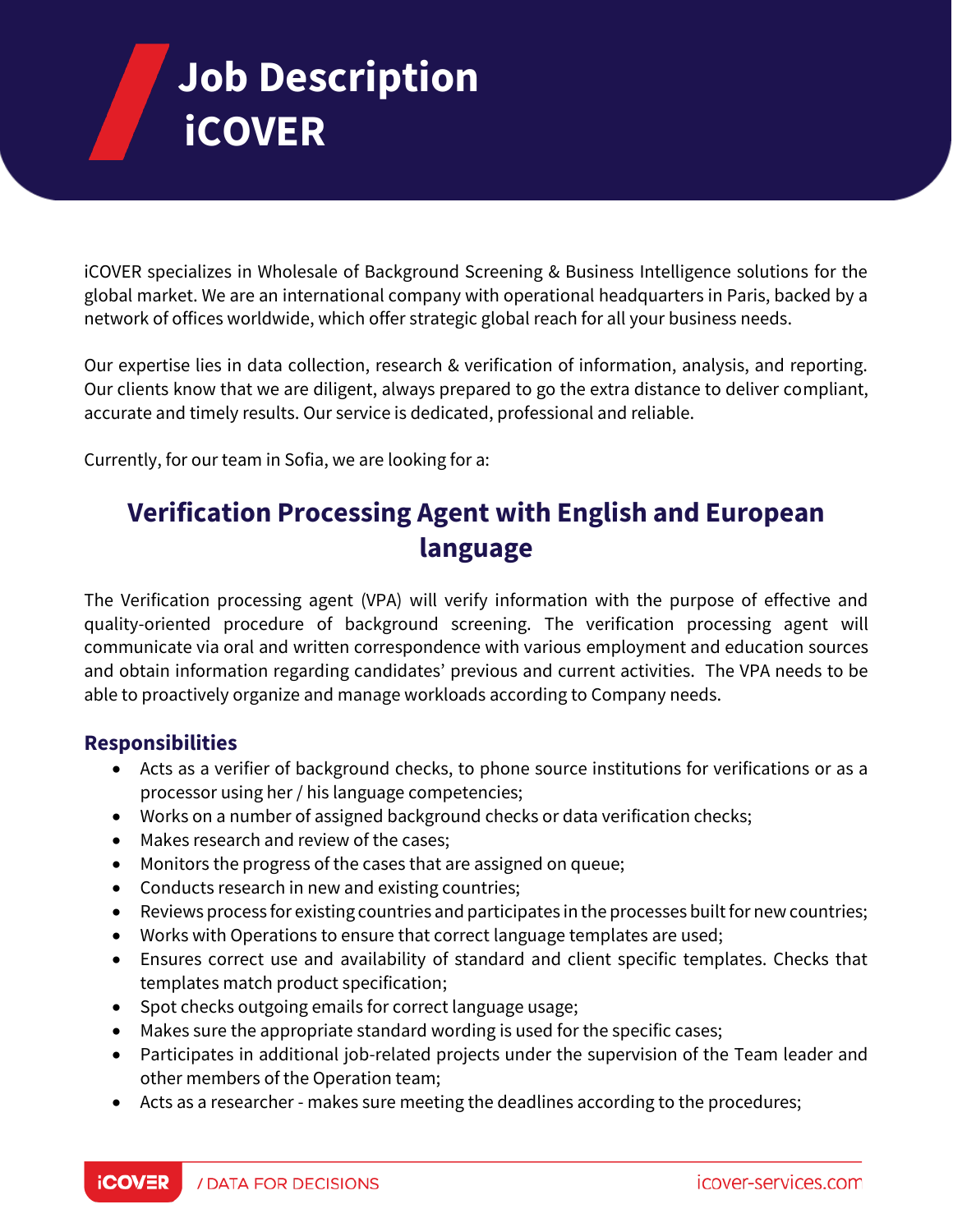# Job Description iCOVER

iCOVER specializes in Wholesale of Background Screening & Business Intelligence solutions for the global market. We are an international company with operational headquarters in Paris, backed by a network of offices worldwide, which offer strategic global reach for all your business needs.

Our expertise lies in data collection, research & verification of information, analysis, and reporting. Our clients know that we are diligent, always prepared to go the extra distance to deliver compliant, accurate and timely results. Our service is dedicated, professional and reliable.

Currently, for our team in Sofia, we are looking for a:

## Verification Processing Agent with English and European language

The Verification processing agent (VPA) will verify information with the purpose of effective and quality-oriented procedure of background screening. The verification processing agent will communicate via oral and written correspondence with various employment and education sources and obtain information regarding candidates' previous and current activities. The VPA needs to be able to proactively organize and manage workloads according to Company needs.

### Responsibilities

- Acts as a verifier of background checks, to phone source institutions for verifications or as a processor using her / his language competencies;
- Works on a number of assigned background checks or data verification checks;
- Makes research and review of the cases;
- Monitors the progress of the cases that are assigned on queue;
- Conducts research in new and existing countries;
- Reviews process for existing countries and participates in the processes built for new countries;
- Works with Operations to ensure that correct language templates are used;
- Ensures correct use and availability of standard and client specific templates. Checks that templates match product specification;
- Spot checks outgoing emails for correct language usage;
- Makes sure the appropriate standard wording is used for the specific cases;
- Participates in additional job-related projects under the supervision of the Team leader and other members of the Operation team;
- Acts as a researcher - makes sure meeting the deadlines according to the procedures;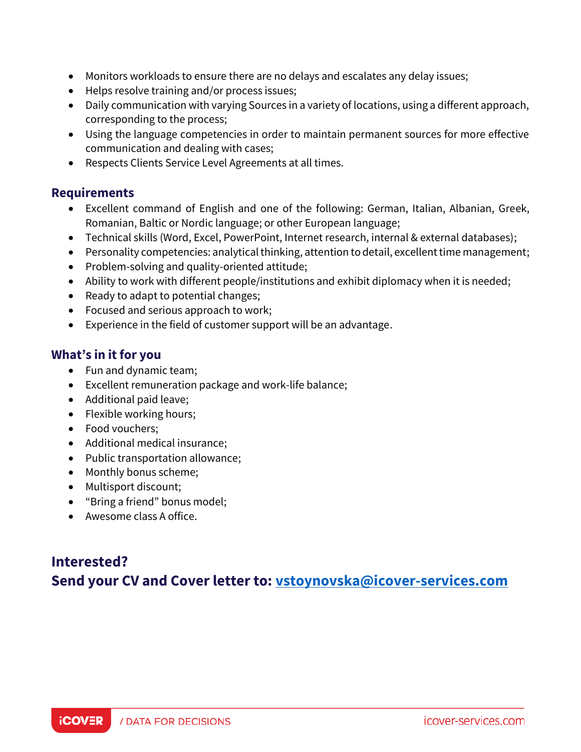- Monitors workloads to ensure there are no delays and escalates any delay issues;
- Helps resolve training and/or process issues;
- Daily communication with varying Sources in a variety of locations, using a different approach, corresponding to the process;
- Using the language competencies in order to maintain permanent sources for more effective communication and dealing with cases;
- Respects Clients Service Level Agreements at all times.

## Requirements

- Excellent command of English and one of the following: German, Italian, Albanian, Greek, Romanian, Baltic or Nordic language; or other European language;
- Technical skills (Word, Excel, PowerPoint, Internet research, internal & external databases);
- Personality competencies: analytical thinking, attention to detail, excellent time management;
- Problem-solving and quality-oriented attitude;
- Ability to work with different people/institutions and exhibit diplomacy when it is needed;
- Ready to adapt to potential changes;
- Focused and serious approach to work;
- Experience in the field of customer support will be an advantage.

## What's in it for you

- Fun and dynamic team;
- Excellent remuneration package and work-life balance;
- Additional paid leave;
- Flexible working hours;
- Food vouchers;
- Additional medical insurance;
- Public transportation allowance;
- Monthly bonus scheme;
- Multisport discount;
- "Bring a friend" bonus model;
- Awesome class A office.

## Interested?

## Send your CV and Cover letter to: vstoynovska@icover-services.com